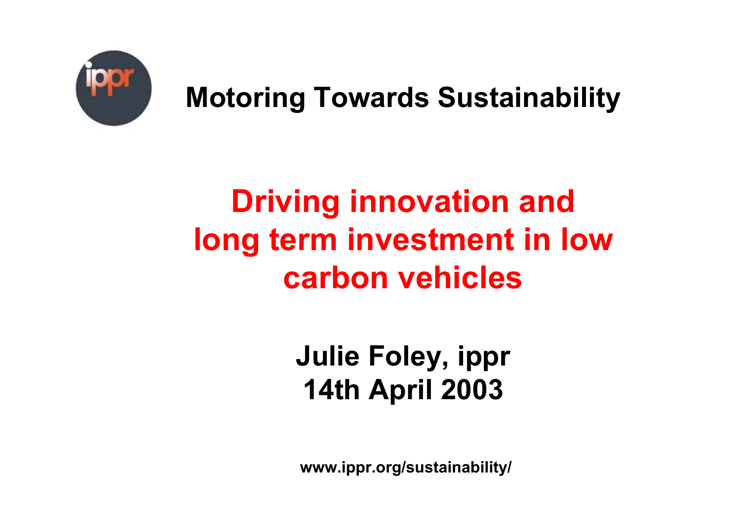# Motoring Towards Sustainability

## Driving innovation and long term investment in low carbon vehicles

**Julie Foley, ippr**
**14th April 2003**

**www.ippr.org/sustainability/**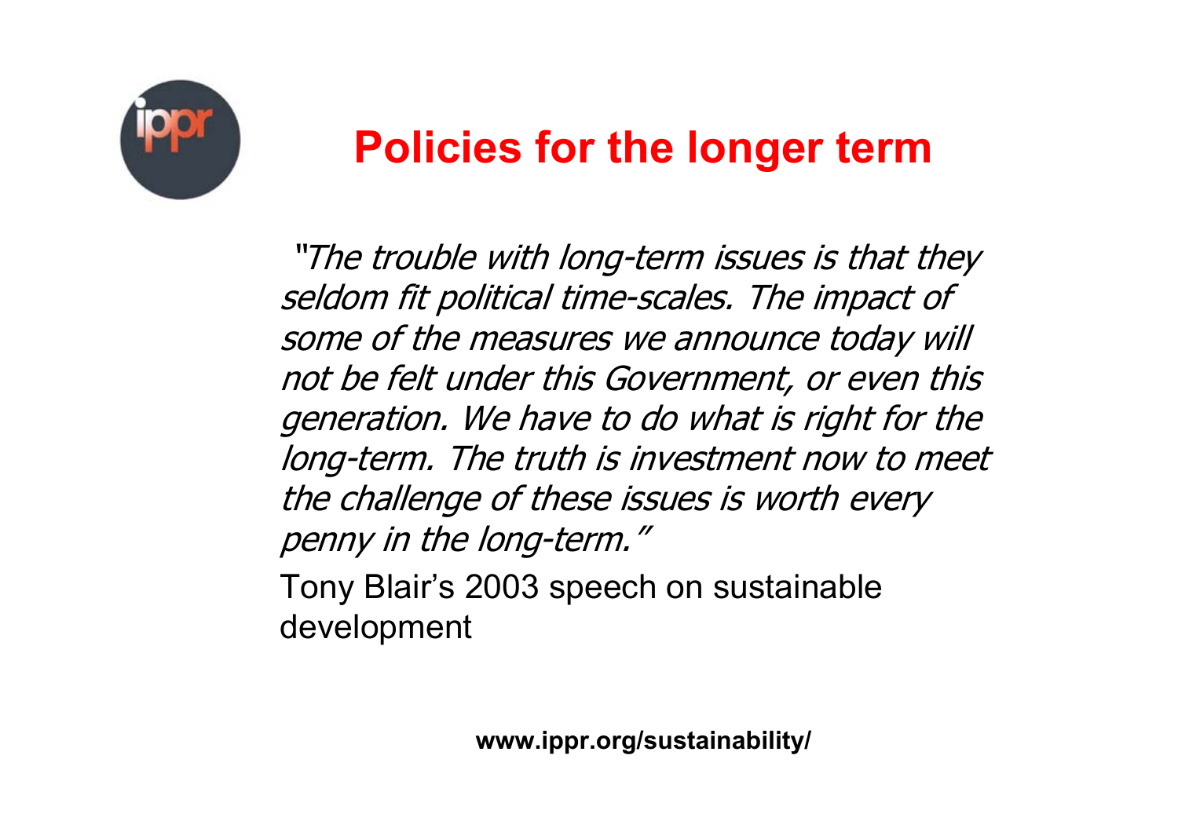# Policies for the longer term

*"The trouble with long-term issues is that they seldom fit political time-scales. The impact of some of the measures we announce today will not be felt under this Government, or even this generation. We have to do what is right for the long-term. The truth is investment now to meet the challenge of these issues is worth every penny in the long-term."*

Tony Blair's 2003 speech on sustainable development

**www.ippr.org/sustainability/**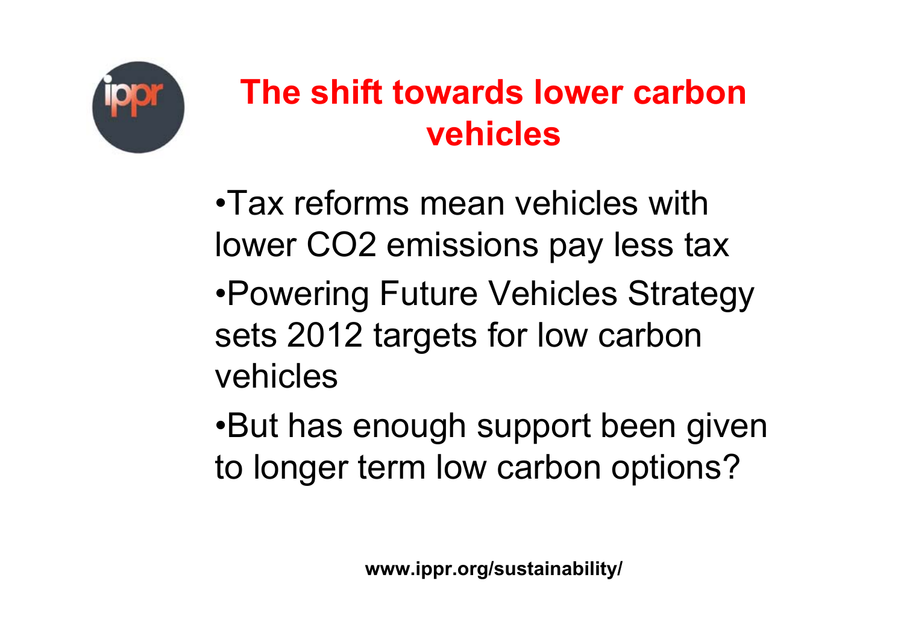# The shift towards lower carbon vehicles

- Tax reforms mean vehicles with lower $CO_2$ emissions pay less tax
- Powering Future Vehicles Strategy sets 2012 targets for low carbon vehicles
- But has enough support been given to longer term low carbon options?

**www.ippr.org/sustainability/**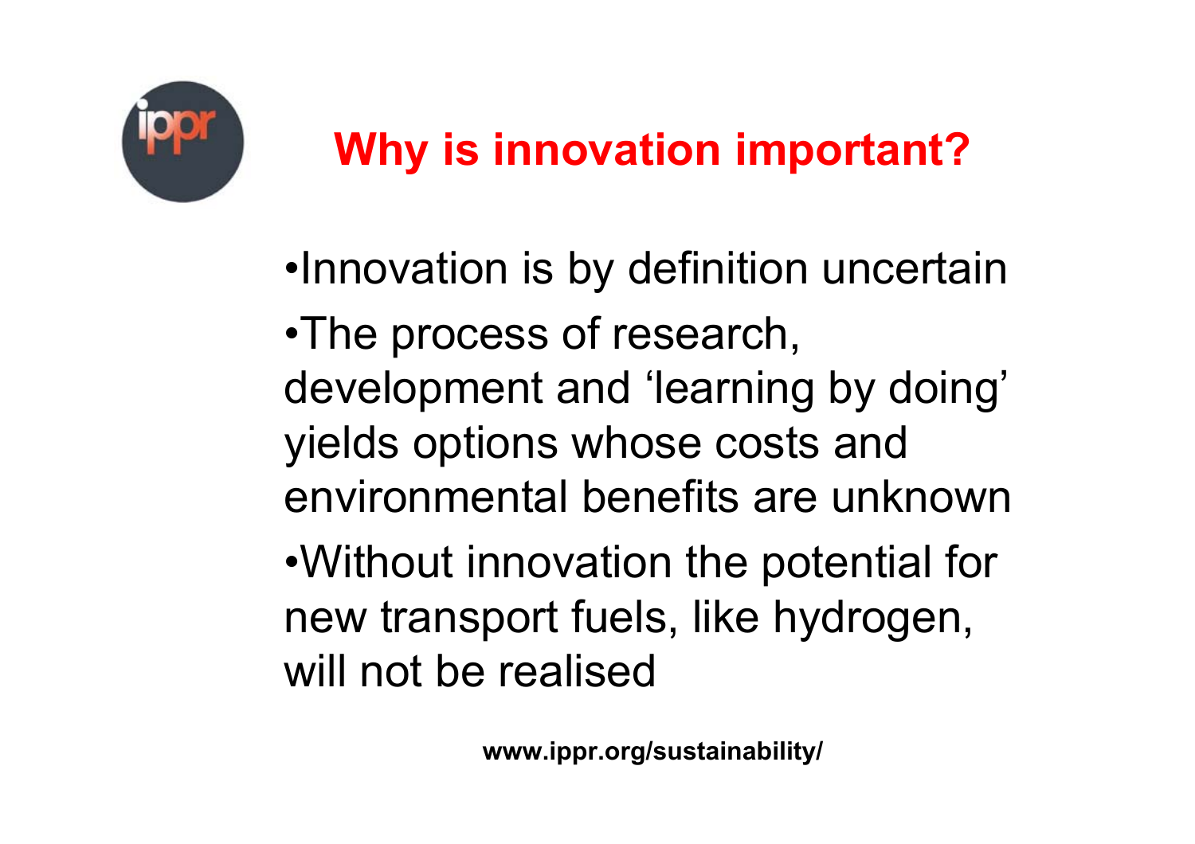## Why is innovation important?

- Innovation is by definition uncertain
- The process of research, development and 'learning by doing' yields options whose costs and environmental benefits are unknown
- Without innovation the potential for new transport fuels, like hydrogen, will not be realised

**www.ippr.org/sustainability/**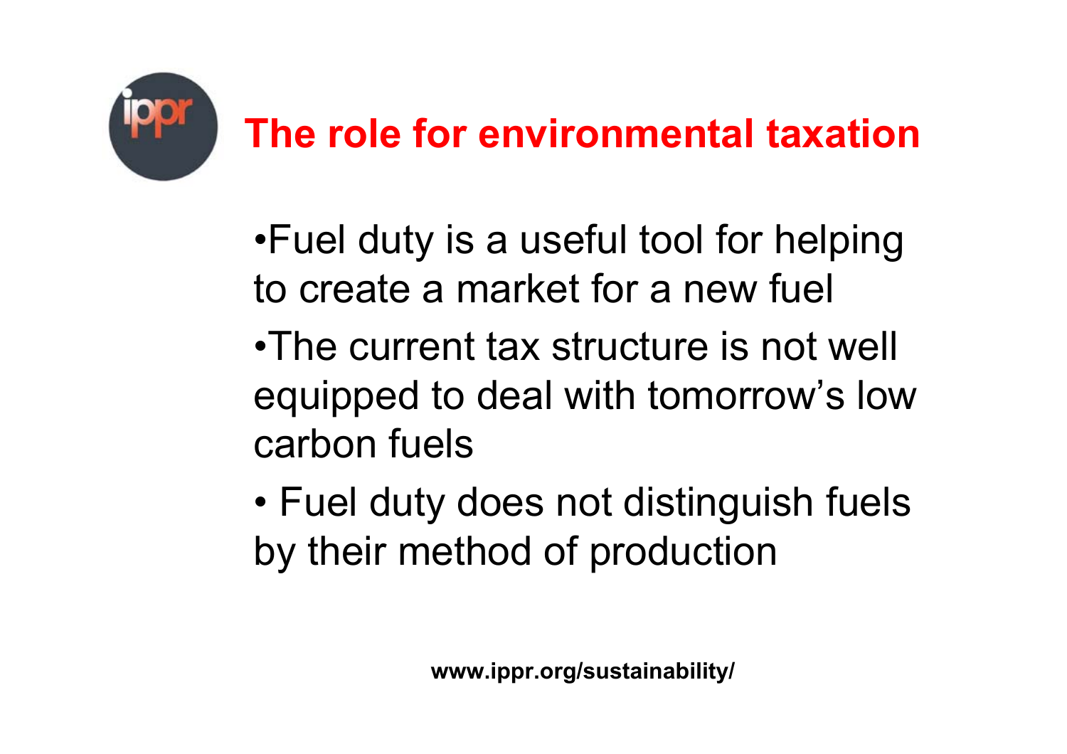# The role for environmental taxation

- Fuel duty is a useful tool for helping to create a market for a new fuel
- The current tax structure is not well equipped to deal with tomorrow's low carbon fuels
- Fuel duty does not distinguish fuels by their method of production

**www.ippr.org/sustainability/**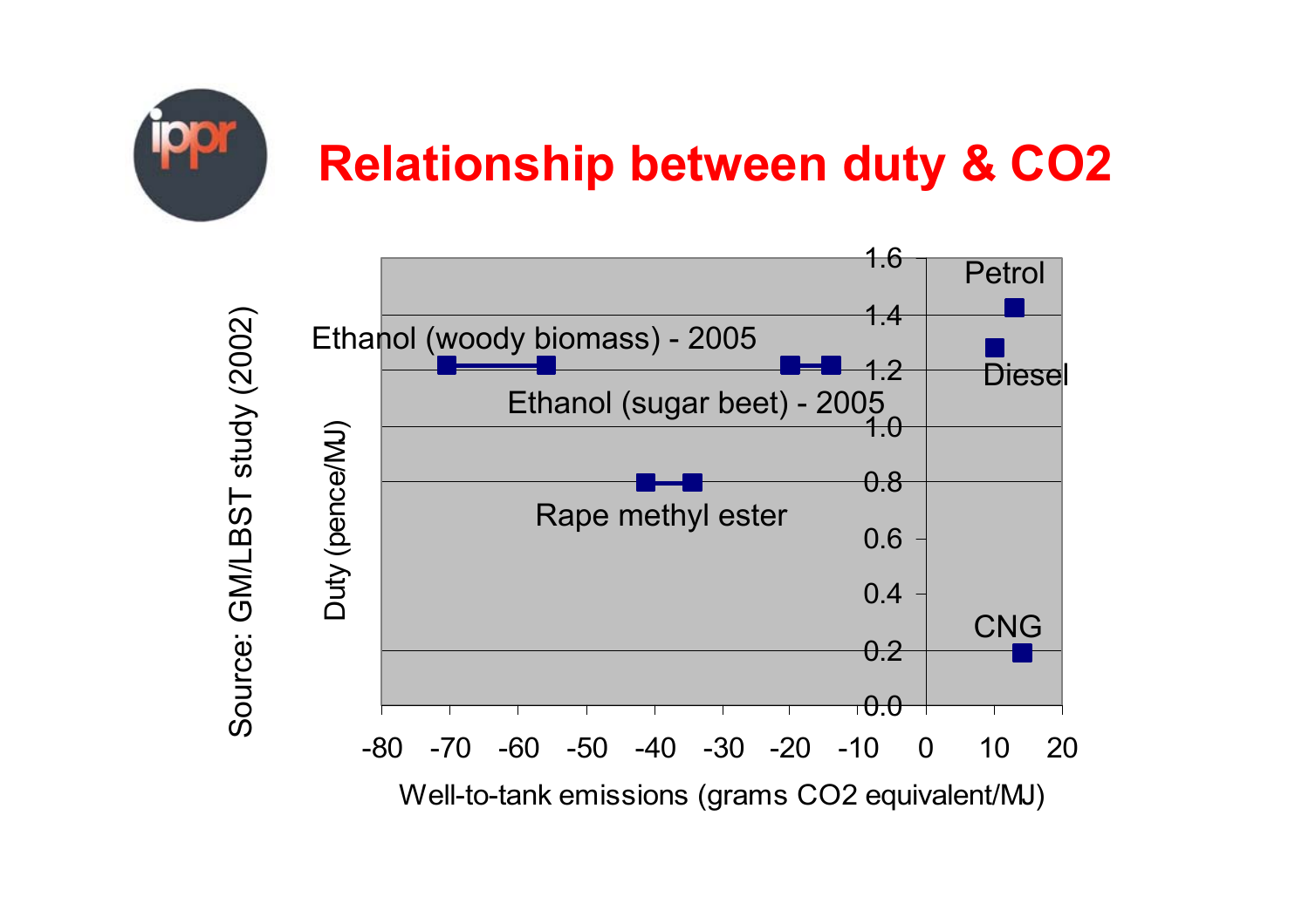# Relationship between duty & $CO_2$

Source: GM/LBST study (2002)

Duty (pence/MJ)

Well-to-tank emissions (grams $CO_2$ equivalent/MJ)

Petrol

Diesel

Ethanol (woody biomass) - 2005

Ethanol (sugar beet) - 2005

Rape methyl ester

CNG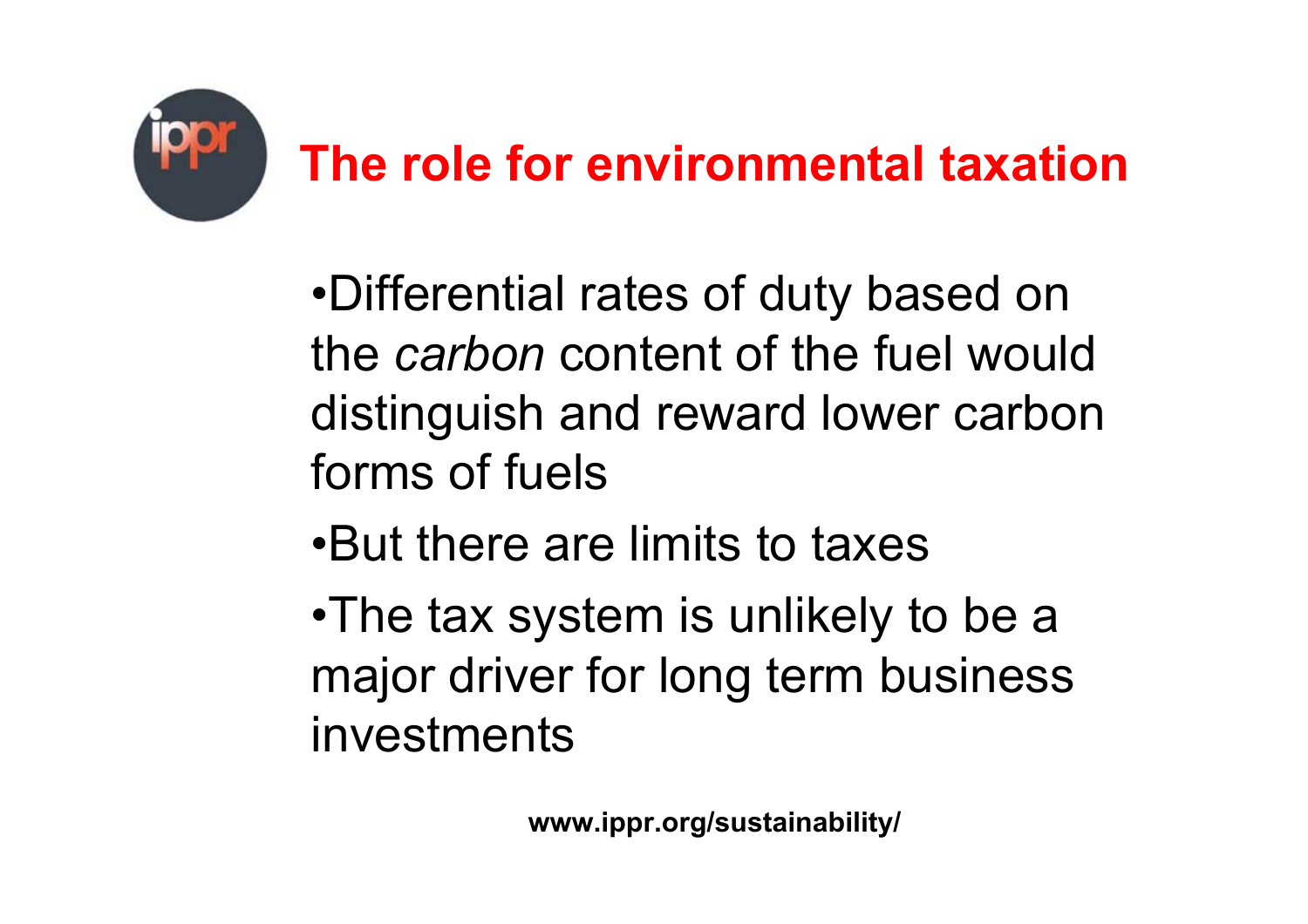# The role for environmental taxation

- Differential rates of duty based on the *carbon* content of the fuel would distinguish and reward lower carbon forms of fuels
- But there are limits to taxes
- The tax system is unlikely to be a major driver for long term business investments

**www.ippr.org/sustainability/**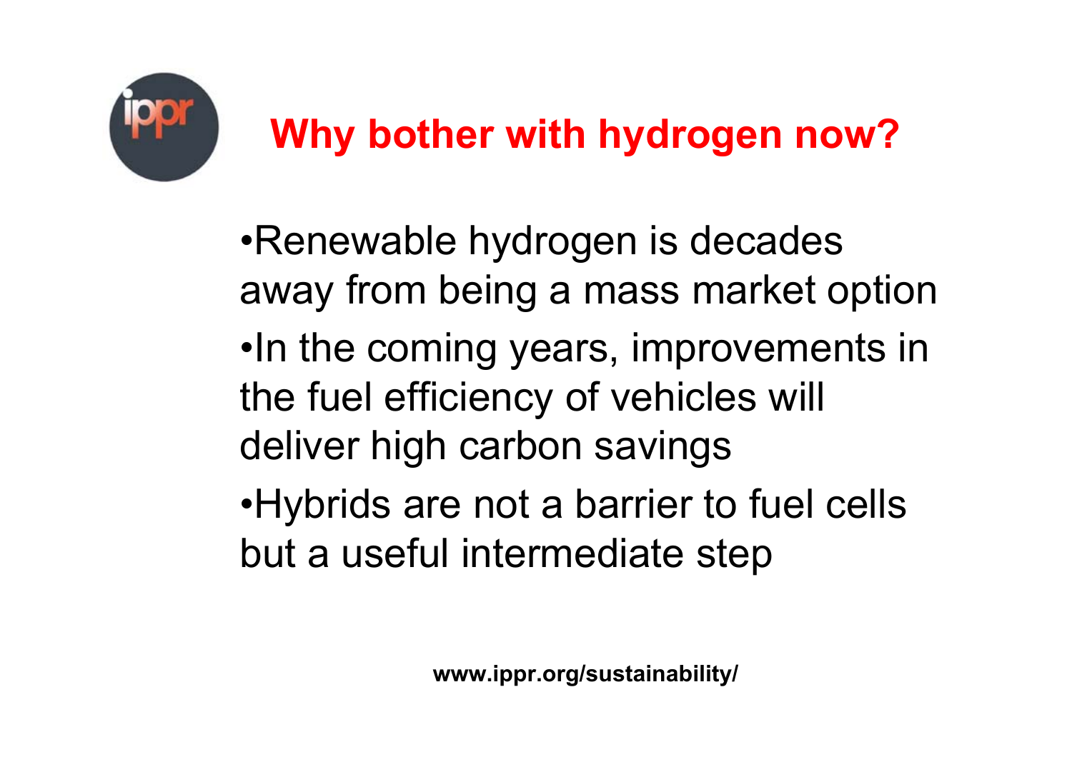# Why bother with hydrogen now?

- Renewable hydrogen is decades away from being a mass market option
- In the coming years, improvements in the fuel efficiency of vehicles will deliver high carbon savings
- Hybrids are not a barrier to fuel cells but a useful intermediate step

**www.ippr.org/sustainability/**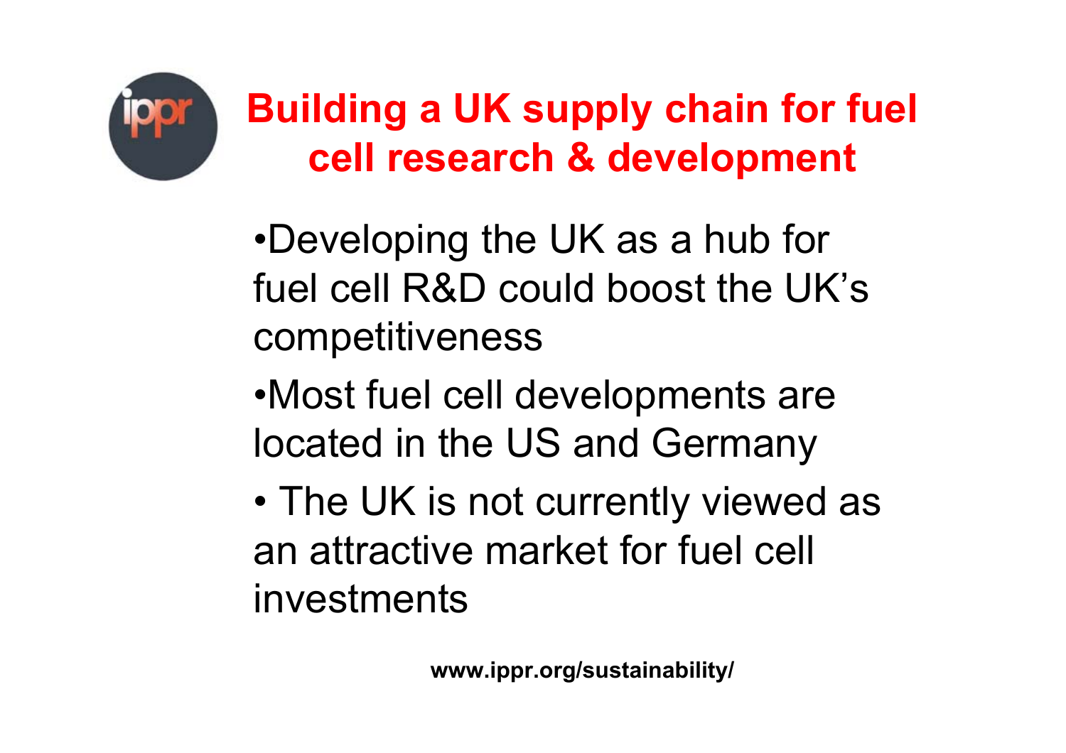# Building a UK supply chain for fuel cell research & development

- Developing the UK as a hub for fuel cell R&D could boost the UK's competitiveness
- Most fuel cell developments are located in the US and Germany
- The UK is not currently viewed as an attractive market for fuel cell investments

www.ippr.org/sustainability/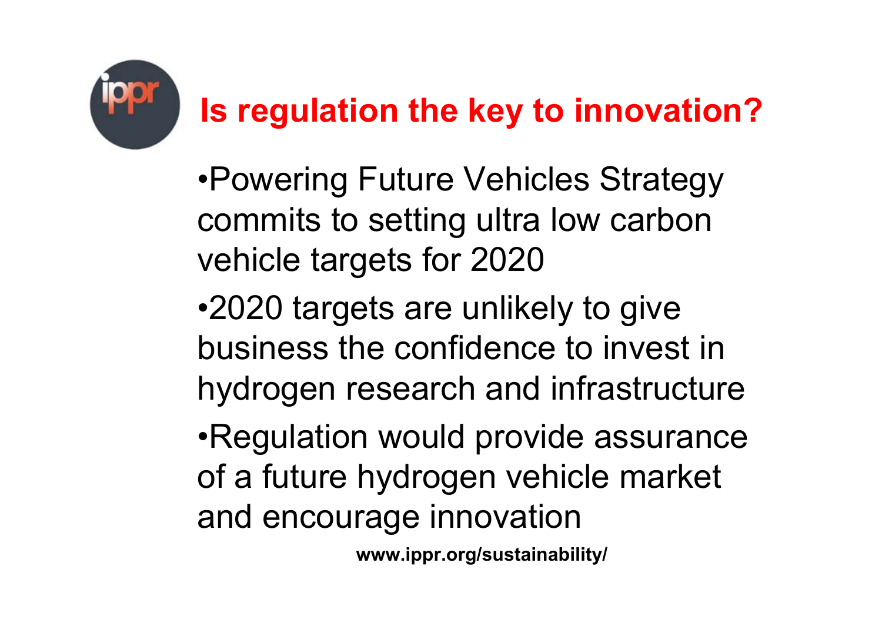# Is regulation the key to innovation?

- Powering Future Vehicles Strategy commits to setting ultra low carbon vehicle targets for 2020
- 2020 targets are unlikely to give business the confidence to invest in hydrogen research and infrastructure
- Regulation would provide assurance of a future hydrogen vehicle market and encourage innovation

**www.ippr.org/sustainability/**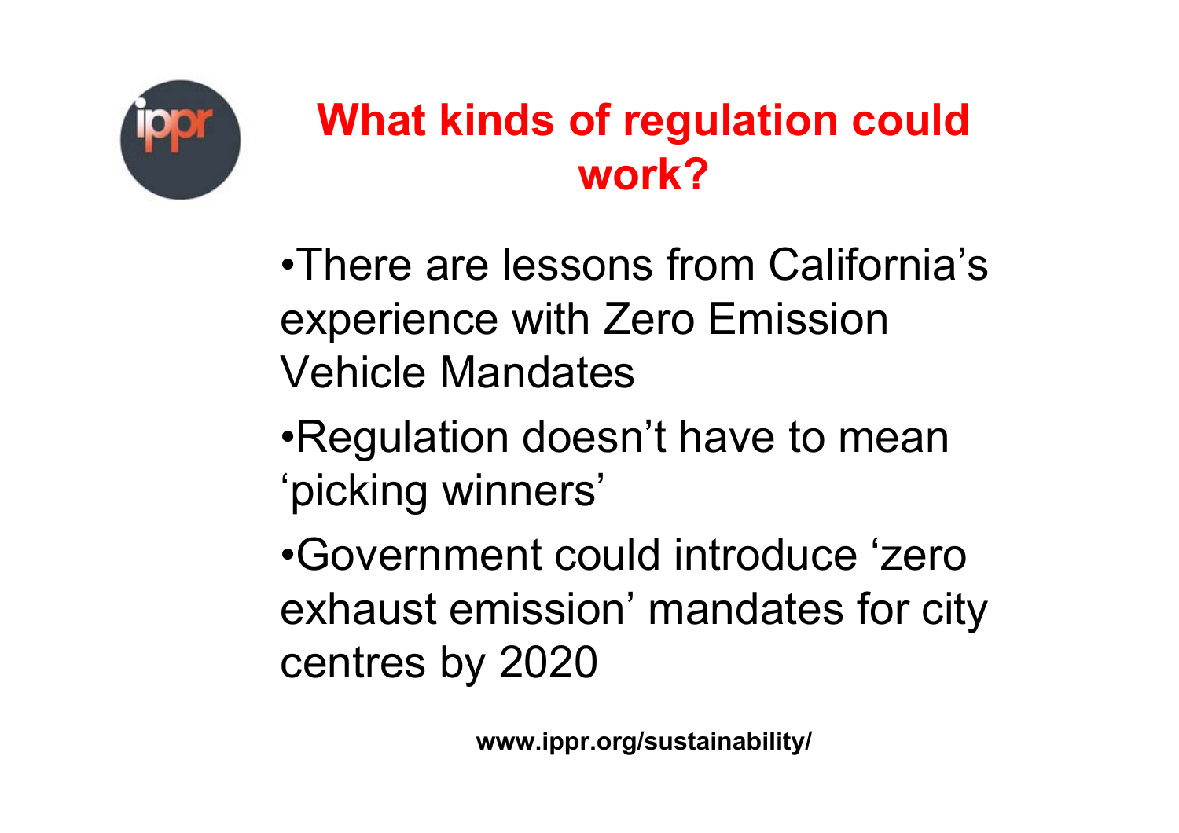# What kinds of regulation could work?

- There are lessons from California's experience with Zero Emission Vehicle Mandates
- Regulation doesn't have to mean 'picking winners'
- Government could introduce 'zero exhaust emission' mandates for city centres by 2020

**www.ippr.org/sustainability/**